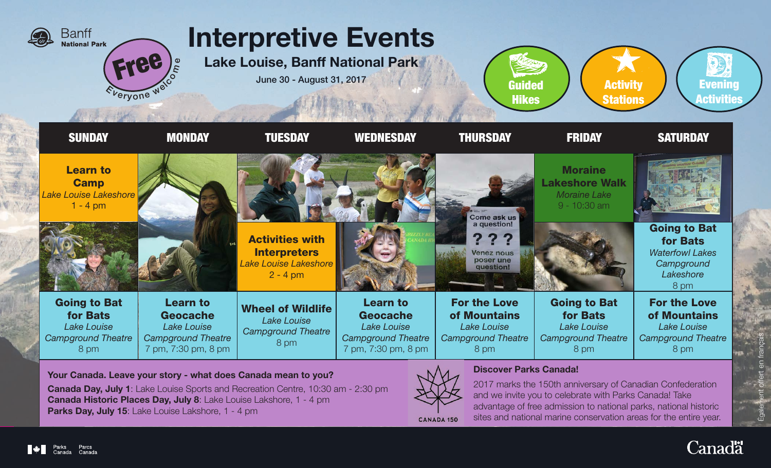Banff National Park

**Free** — Everyone welcome

# Interpretive Events

## Lake Louise, Banff National Park

June 30 - August 31, 2017

Guided Hikes | Activity Stations | Evening Activities

| SUNDAY | MONDAY | TUESDAY | WEDNESDAY | THURSDAY | FRIDAY | SATURDAY |
|---|---|---|---|---|---|---|
| **Learn to Camp** *Lake Louise Lakeshore* 1 - 4 pm | | **Activities with Interpreters** *Lake Louise Lakeshore* 2 - 4 pm | | | **Moraine Lakeshore Walk** *Moraine Lake* 9 - 10:30 am | **Going to Bat for Bats** *Waterfowl Lakes Campground Lakeshore* 8 pm |
| **Going to Bat for Bats** *Lake Louise Campground Theatre* 8 pm | **Learn to Geocache** *Lake Louise Campground Theatre* 7 pm, 7:30 pm, 8 pm | **Wheel of Wildlife** *Lake Louise Campground Theatre* 8 pm | **Learn to Geocache** *Lake Louise Campground Theatre* 7 pm, 7:30 pm, 8 pm | **For the Love of Mountains** *Lake Louise Campground Theatre* 8 pm | **Going to Bat for Bats** *Lake Louise Campground Theatre* 8 pm | **For the Love of Mountains** *Lake Louise Campground Theatre* 8 pm |

**Your Canada. Leave your story - what does Canada mean to you?**

**Canada Day, July 1**: Lake Louise Sports and Recreation Centre, 10:30 am - 2:30 pm
**Canada Historic Places Day, July 8**: Lake Louise Lakshore, 1 - 4 pm
**Parks Day, July 15**: Lake Louise Lakshore, 1 - 4 pm

CANADA 150

**Discover Parks Canada!**

2017 marks the 150th anniversary of Canadian Confederation and we invite you to celebrate with Parks Canada! Take advantage of free admission to national parks, national historic sites and national marine conservation areas for the entire year.

Également offert en français

Parks Canada / Parcs Canada

Canada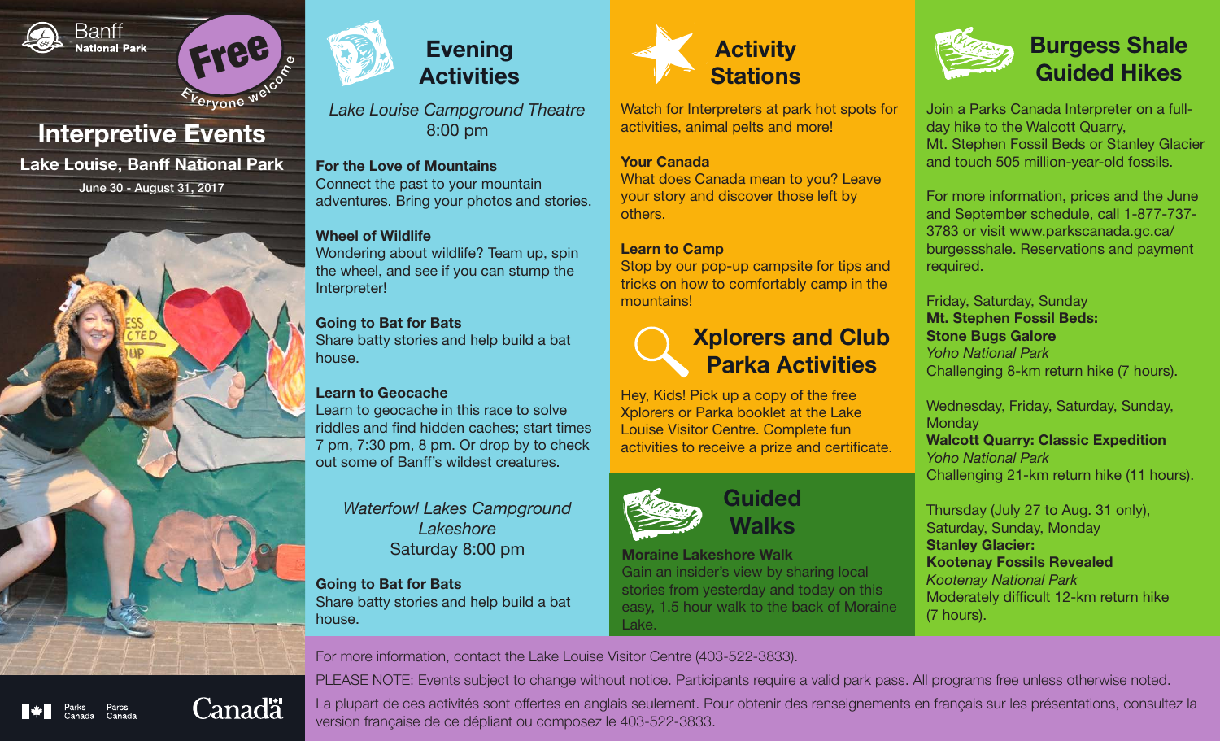Banff National Park

**Free**

Everyone welcome

# Interpretive Events

**Lake Louise, Banff National Park**

June 30 - August 31, 2017

## Evening Activities

*Lake Louise Campground Theatre*
8:00 pm

**For the Love of Mountains**
Connect the past to your mountain adventures. Bring your photos and stories.

**Wheel of Wildlife**
Wondering about wildlife? Team up, spin the wheel, and see if you can stump the Interpreter!

**Going to Bat for Bats**
Share batty stories and help build a bat house.

**Learn to Geocache**
Learn to geocache in this race to solve riddles and find hidden caches; start times 7 pm, 7:30 pm, 8 pm. Or drop by to check out some of Banff's wildest creatures.

*Waterfowl Lakes Campground Lakeshore*
Saturday 8:00 pm

**Going to Bat for Bats**
Share batty stories and help build a bat house.

## Activity Stations

Watch for Interpreters at park hot spots for activities, animal pelts and more!

**Your Canada**
What does Canada mean to you? Leave your story and discover those left by others.

**Learn to Camp**
Stop by our pop-up campsite for tips and tricks on how to comfortably camp in the mountains!

## Xplorers and Club Parka Activities

Hey, Kids! Pick up a copy of the free Xplorers or Parka booklet at the Lake Louise Visitor Centre. Complete fun activities to receive a prize and certificate.

## Guided Walks

**Moraine Lakeshore Walk**
Gain an insider's view by sharing local stories from yesterday and today on this easy, 1.5 hour walk to the back of Moraine Lake.

## Burgess Shale Guided Hikes

Join a Parks Canada Interpreter on a full-day hike to the Walcott Quarry, Mt. Stephen Fossil Beds or Stanley Glacier and touch 505 million-year-old fossils.

For more information, prices and the June and September schedule, call 1-877-737-3783 or visit www.parkscanada.gc.ca/burgessshale. Reservations and payment required.

Friday, Saturday, Sunday
**Mt. Stephen Fossil Beds: Stone Bugs Galore**
*Yoho National Park*
Challenging 8-km return hike (7 hours).

Wednesday, Friday, Saturday, Sunday, Monday
**Walcott Quarry: Classic Expedition**
*Yoho National Park*
Challenging 21-km return hike (11 hours).

Thursday (July 27 to Aug. 31 only), Saturday, Sunday, Monday
**Stanley Glacier: Kootenay Fossils Revealed**
*Kootenay National Park*
Moderately difficult 12-km return hike (7 hours).

For more information, contact the Lake Louise Visitor Centre (403-522-3833).

PLEASE NOTE: Events subject to change without notice. Participants require a valid park pass. All programs free unless otherwise noted.

La plupart de ces activités sont offertes en anglais seulement. Pour obtenir des renseignements en français sur les présentations, consultez la version française de ce dépliant ou composez le 403-522-3833.

Parks Canada Parcs Canada

Canadä